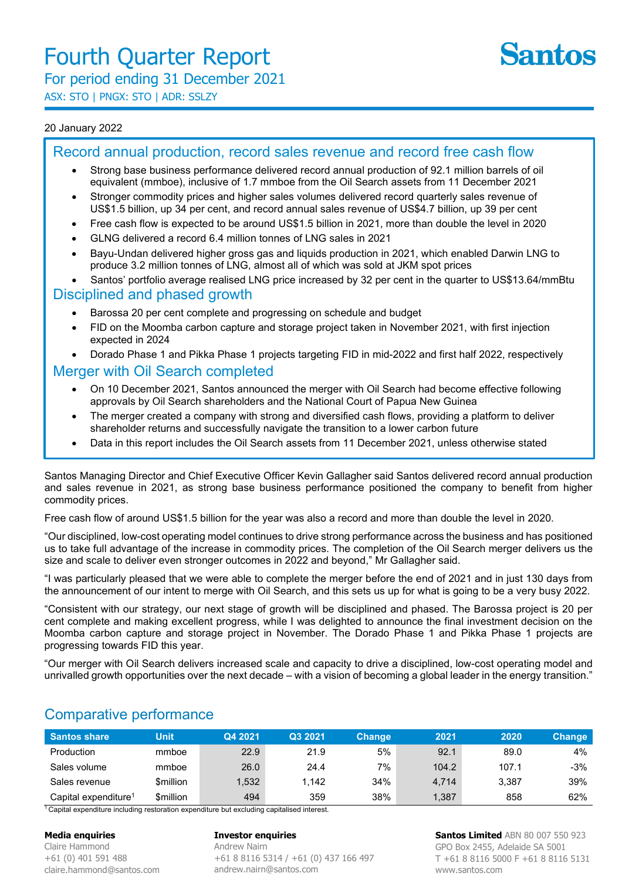# Fourth Quarter Report

## For period ending 31 December 2021

ASX: STO | PNGX: STO | ADR: SSLZY

Santos

20 January 2022

## Record annual production, record sales revenue and record free cash flow

- Strong base business performance delivered record annual production of 92.1 million barrels of oil equivalent (mmboe), inclusive of 1.7 mmboe from the Oil Search assets from 11 December 2021
- Stronger commodity prices and higher sales volumes delivered record quarterly sales revenue of US$1.5 billion, up 34 per cent, and record annual sales revenue of US$4.7 billion, up 39 per cent
- Free cash flow is expected to be around US$1.5 billion in 2021, more than double the level in 2020
- GLNG delivered a record 6.4 million tonnes of LNG sales in 2021
- Bayu-Undan delivered higher gross gas and liquids production in 2021, which enabled Darwin LNG to produce 3.2 million tonnes of LNG, almost all of which was sold at JKM spot prices
- Santos' portfolio average realised LNG price increased by 32 per cent in the quarter to US$13.64/mmBtu

## Disciplined and phased growth

- Barossa 20 per cent complete and progressing on schedule and budget
- FID on the Moomba carbon capture and storage project taken in November 2021, with first injection expected in 2024
- Dorado Phase 1 and Pikka Phase 1 projects targeting FID in mid-2022 and first half 2022, respectively

## Merger with Oil Search completed

- On 10 December 2021, Santos announced the merger with Oil Search had become effective following approvals by Oil Search shareholders and the National Court of Papua New Guinea
- The merger created a company with strong and diversified cash flows, providing a platform to deliver shareholder returns and successfully navigate the transition to a lower carbon future
- Data in this report includes the Oil Search assets from 11 December 2021, unless otherwise stated

Santos Managing Director and Chief Executive Officer Kevin Gallagher said Santos delivered record annual production and sales revenue in 2021, as strong base business performance positioned the company to benefit from higher commodity prices.

Free cash flow of around US$1.5 billion for the year was also a record and more than double the level in 2020.

"Our disciplined, low-cost operating model continues to drive strong performance across the business and has positioned us to take full advantage of the increase in commodity prices. The completion of the Oil Search merger delivers us the size and scale to deliver even stronger outcomes in 2022 and beyond," Mr Gallagher said.

"I was particularly pleased that we were able to complete the merger before the end of 2021 and in just 130 days from the announcement of our intent to merge with Oil Search, and this sets us up for what is going to be a very busy 2022.

"Consistent with our strategy, our next stage of growth will be disciplined and phased. The Barossa project is 20 per cent complete and making excellent progress, while I was delighted to announce the final investment decision on the Moomba carbon capture and storage project in November. The Dorado Phase 1 and Pikka Phase 1 projects are progressing towards FID this year.

"Our merger with Oil Search delivers increased scale and capacity to drive a disciplined, low-cost operating model and unrivalled growth opportunities over the next decade – with a vision of becoming a global leader in the energy transition."

## Comparative performance

| Santos share | Unit | Q4 2021 | Q3 2021 | Change | 2021 | 2020 | Change |
|---|---|---|---|---|---|---|---|
| Production | mmboe | 22.9 | 21.9 | 5% | 92.1 | 89.0 | 4% |
| Sales volume | mmboe | 26.0 | 24.4 | 7% | 104.2 | 107.1 | -3% |
| Sales revenue | $million | 1,532 | 1,142 | 34% | 4,714 | 3,387 | 39% |
| Capital expenditure[1] | $million | 494 | 359 | 38% | 1,387 | 858 | 62% |

[1] Capital expenditure including restoration expenditure but excluding capitalised interest.

**Media enquiries**
Claire Hammond
+61 (0) 401 591 488
claire.hammond@santos.com

**Investor enquiries**
Andrew Nairn
+61 8 8116 5314 / +61 (0) 437 166 497
andrew.nairn@santos.com

**Santos Limited** ABN 80 007 550 923
GPO Box 2455, Adelaide SA 5001
T +61 8 8116 5000 F +61 8 8116 5131
www.santos.com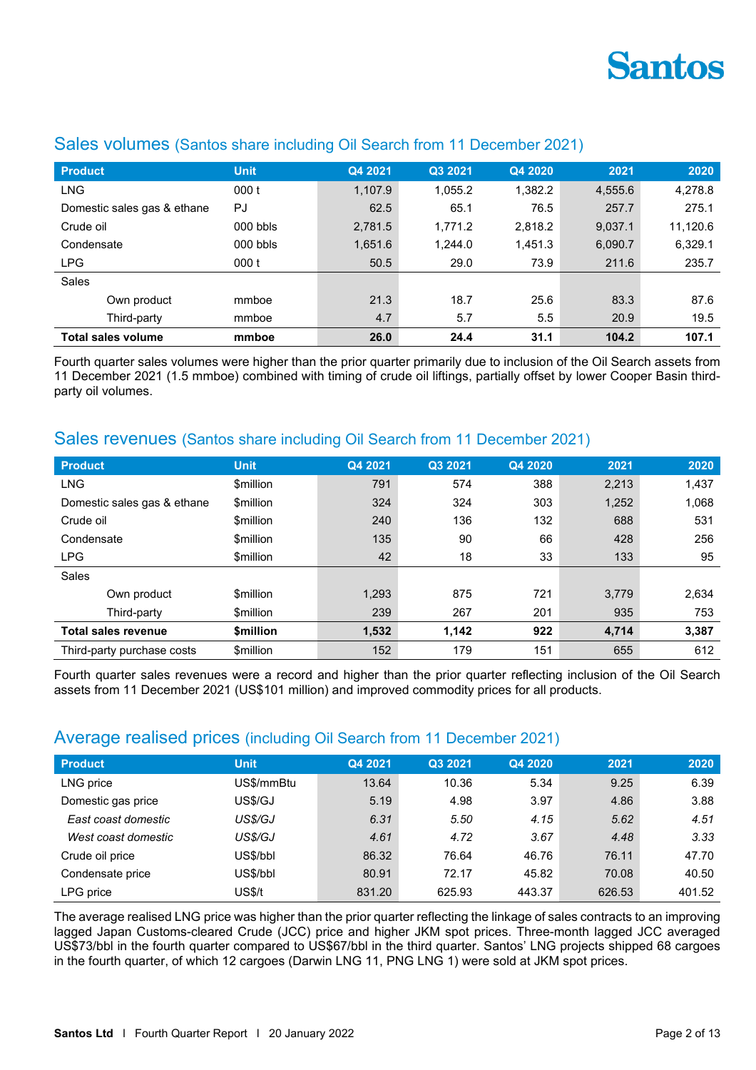## Sales volumes (Santos share including Oil Search from 11 December 2021)

| Product | Unit | Q4 2021 | Q3 2021 | Q4 2020 | 2021 | 2020 |
|---|---|---|---|---|---|---|
| LNG | 000 t | 1,107.9 | 1,055.2 | 1,382.2 | 4,555.6 | 4,278.8 |
| Domestic sales gas & ethane | PJ | 62.5 | 65.1 | 76.5 | 257.7 | 275.1 |
| Crude oil | 000 bbls | 2,781.5 | 1,771.2 | 2,818.2 | 9,037.1 | 11,120.6 |
| Condensate | 000 bbls | 1,651.6 | 1,244.0 | 1,451.3 | 6,090.7 | 6,329.1 |
| LPG | 000 t | 50.5 | 29.0 | 73.9 | 211.6 | 235.7 |
| Sales | | | | | | |
| Own product | mmboe | 21.3 | 18.7 | 25.6 | 83.3 | 87.6 |
| Third-party | mmboe | 4.7 | 5.7 | 5.5 | 20.9 | 19.5 |
| **Total sales volume** | **mmboe** | **26.0** | **24.4** | **31.1** | **104.2** | **107.1** |

Fourth quarter sales volumes were higher than the prior quarter primarily due to inclusion of the Oil Search assets from 11 December 2021 (1.5 mmboe) combined with timing of crude oil liftings, partially offset by lower Cooper Basin third-party oil volumes.

## Sales revenues (Santos share including Oil Search from 11 December 2021)

| Product | Unit | Q4 2021 | Q3 2021 | Q4 2020 | 2021 | 2020 |
|---|---|---|---|---|---|---|
| LNG | $million | 791 | 574 | 388 | 2,213 | 1,437 |
| Domestic sales gas & ethane | $million | 324 | 324 | 303 | 1,252 | 1,068 |
| Crude oil | $million | 240 | 136 | 132 | 688 | 531 |
| Condensate | $million | 135 | 90 | 66 | 428 | 256 |
| LPG | $million | 42 | 18 | 33 | 133 | 95 |
| Sales | | | | | | |
| Own product | $million | 1,293 | 875 | 721 | 3,779 | 2,634 |
| Third-party | $million | 239 | 267 | 201 | 935 | 753 |
| **Total sales revenue** | **$million** | **1,532** | **1,142** | **922** | **4,714** | **3,387** |
| Third-party purchase costs | $million | 152 | 179 | 151 | 655 | 612 |

Fourth quarter sales revenues were a record and higher than the prior quarter reflecting inclusion of the Oil Search assets from 11 December 2021 (US$101 million) and improved commodity prices for all products.

## Average realised prices (including Oil Search from 11 December 2021)

| Product | Unit | Q4 2021 | Q3 2021 | Q4 2020 | 2021 | 2020 |
|---|---|---|---|---|---|---|
| LNG price | US$/mmBtu | 13.64 | 10.36 | 5.34 | 9.25 | 6.39 |
| Domestic gas price | US$/GJ | 5.19 | 4.98 | 3.97 | 4.86 | 3.88 |
| *East coast domestic* | *US$/GJ* | *6.31* | *5.50* | *4.15* | *5.62* | *4.51* |
| *West coast domestic* | *US$/GJ* | *4.61* | *4.72* | *3.67* | *4.48* | *3.33* |
| Crude oil price | US$/bbl | 86.32 | 76.64 | 46.76 | 76.11 | 47.70 |
| Condensate price | US$/bbl | 80.91 | 72.17 | 45.82 | 70.08 | 40.50 |
| LPG price | US$/t | 831.20 | 625.93 | 443.37 | 626.53 | 401.52 |

The average realised LNG price was higher than the prior quarter reflecting the linkage of sales contracts to an improving lagged Japan Customs-cleared Crude (JCC) price and higher JKM spot prices. Three-month lagged JCC averaged US$73/bbl in the fourth quarter compared to US$67/bbl in the third quarter. Santos' LNG projects shipped 68 cargoes in the fourth quarter, of which 12 cargoes (Darwin LNG 11, PNG LNG 1) were sold at JKM spot prices.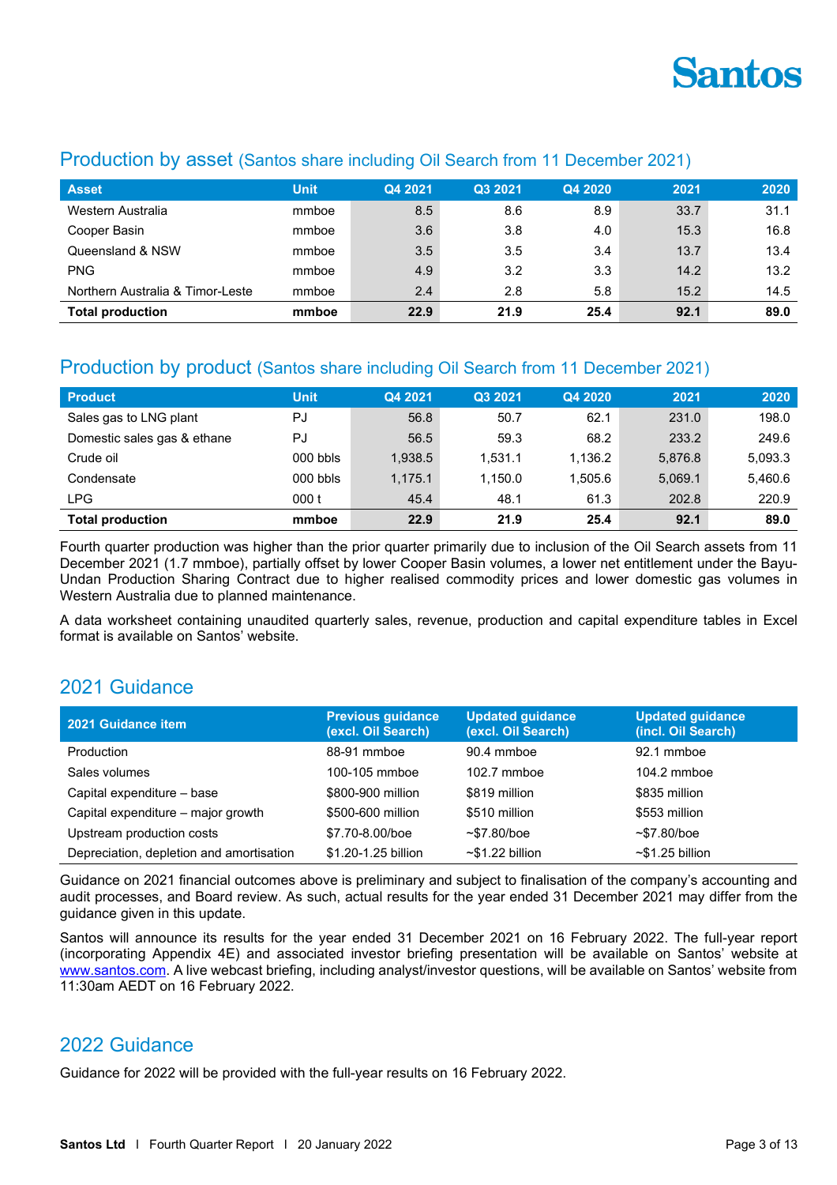## Production by asset (Santos share including Oil Search from 11 December 2021)

| Asset | Unit | Q4 2021 | Q3 2021 | Q4 2020 | 2021 | 2020 |
|---|---|---|---|---|---|---|
| Western Australia | mmboe | 8.5 | 8.6 | 8.9 | 33.7 | 31.1 |
| Cooper Basin | mmboe | 3.6 | 3.8 | 4.0 | 15.3 | 16.8 |
| Queensland & NSW | mmboe | 3.5 | 3.5 | 3.4 | 13.7 | 13.4 |
| PNG | mmboe | 4.9 | 3.2 | 3.3 | 14.2 | 13.2 |
| Northern Australia & Timor-Leste | mmboe | 2.4 | 2.8 | 5.8 | 15.2 | 14.5 |
| **Total production** | **mmboe** | **22.9** | **21.9** | **25.4** | **92.1** | **89.0** |

## Production by product (Santos share including Oil Search from 11 December 2021)

| Product | Unit | Q4 2021 | Q3 2021 | Q4 2020 | 2021 | 2020 |
|---|---|---|---|---|---|---|
| Sales gas to LNG plant | PJ | 56.8 | 50.7 | 62.1 | 231.0 | 198.0 |
| Domestic sales gas & ethane | PJ | 56.5 | 59.3 | 68.2 | 233.2 | 249.6 |
| Crude oil | 000 bbls | 1,938.5 | 1,531.1 | 1,136.2 | 5,876.8 | 5,093.3 |
| Condensate | 000 bbls | 1,175.1 | 1,150.0 | 1,505.6 | 5,069.1 | 5,460.6 |
| LPG | 000 t | 45.4 | 48.1 | 61.3 | 202.8 | 220.9 |
| **Total production** | **mmboe** | **22.9** | **21.9** | **25.4** | **92.1** | **89.0** |

Fourth quarter production was higher than the prior quarter primarily due to inclusion of the Oil Search assets from 11 December 2021 (1.7 mmboe), partially offset by lower Cooper Basin volumes, a lower net entitlement under the Bayu-Undan Production Sharing Contract due to higher realised commodity prices and lower domestic gas volumes in Western Australia due to planned maintenance.

A data worksheet containing unaudited quarterly sales, revenue, production and capital expenditure tables in Excel format is available on Santos' website.

## 2021 Guidance

| 2021 Guidance item | Previous guidance (excl. Oil Search) | Updated guidance (excl. Oil Search) | Updated guidance (incl. Oil Search) |
|---|---|---|---|
| Production | 88-91 mmboe | 90.4 mmboe | 92.1 mmboe |
| Sales volumes | 100-105 mmboe | 102.7 mmboe | 104.2 mmboe |
| Capital expenditure – base | $800-900 million | $819 million | $835 million |
| Capital expenditure – major growth | $500-600 million | $510 million | $553 million |
| Upstream production costs | $7.70-8.00/boe | ~$7.80/boe | ~$7.80/boe |
| Depreciation, depletion and amortisation | $1.20-1.25 billion | ~$1.22 billion | ~$1.25 billion |

Guidance on 2021 financial outcomes above is preliminary and subject to finalisation of the company's accounting and audit processes, and Board review. As such, actual results for the year ended 31 December 2021 may differ from the guidance given in this update.

Santos will announce its results for the year ended 31 December 2021 on 16 February 2022. The full-year report (incorporating Appendix 4E) and associated investor briefing presentation will be available on Santos' website at www.santos.com. A live webcast briefing, including analyst/investor questions, will be available on Santos' website from 11:30am AEDT on 16 February 2022.

## 2022 Guidance

Guidance for 2022 will be provided with the full-year results on 16 February 2022.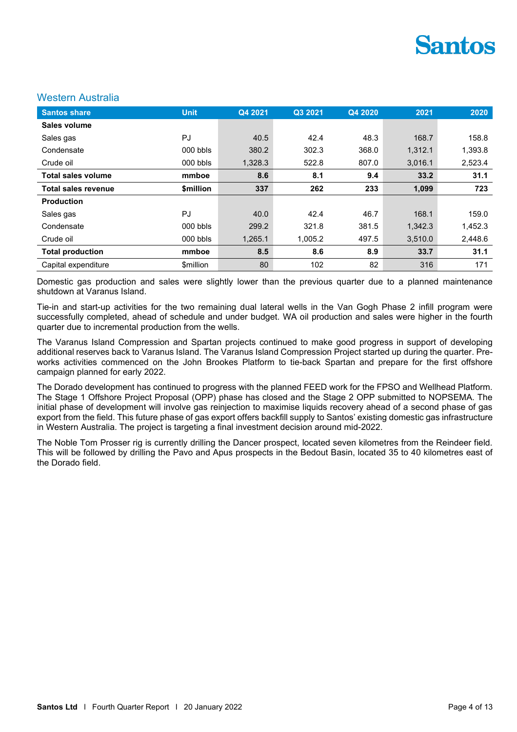## Western Australia

| Santos share | Unit | Q4 2021 | Q3 2021 | Q4 2020 | 2021 | 2020 |
|---|---|---|---|---|---|---|
| **Sales volume** | | | | | | |
| Sales gas | PJ | 40.5 | 42.4 | 48.3 | 168.7 | 158.8 |
| Condensate | 000 bbls | 380.2 | 302.3 | 368.0 | 1,312.1 | 1,393.8 |
| Crude oil | 000 bbls | 1,328.3 | 522.8 | 807.0 | 3,016.1 | 2,523.4 |
| **Total sales volume** | **mmboe** | **8.6** | **8.1** | **9.4** | **33.2** | **31.1** |
| **Total sales revenue** | **$million** | **337** | **262** | **233** | **1,099** | **723** |
| **Production** | | | | | | |
| Sales gas | PJ | 40.0 | 42.4 | 46.7 | 168.1 | 159.0 |
| Condensate | 000 bbls | 299.2 | 321.8 | 381.5 | 1,342.3 | 1,452.3 |
| Crude oil | 000 bbls | 1,265.1 | 1,005.2 | 497.5 | 3,510.0 | 2,448.6 |
| **Total production** | **mmboe** | **8.5** | **8.6** | **8.9** | **33.7** | **31.1** |
| Capital expenditure | $million | 80 | 102 | 82 | 316 | 171 |

Domestic gas production and sales were slightly lower than the previous quarter due to a planned maintenance shutdown at Varanus Island.

Tie-in and start-up activities for the two remaining dual lateral wells in the Van Gogh Phase 2 infill program were successfully completed, ahead of schedule and under budget. WA oil production and sales were higher in the fourth quarter due to incremental production from the wells.

The Varanus Island Compression and Spartan projects continued to make good progress in support of developing additional reserves back to Varanus Island. The Varanus Island Compression Project started up during the quarter. Pre-works activities commenced on the John Brookes Platform to tie-back Spartan and prepare for the first offshore campaign planned for early 2022.

The Dorado development has continued to progress with the planned FEED work for the FPSO and Wellhead Platform. The Stage 1 Offshore Project Proposal (OPP) phase has closed and the Stage 2 OPP submitted to NOPSEMA. The initial phase of development will involve gas reinjection to maximise liquids recovery ahead of a second phase of gas export from the field. This future phase of gas export offers backfill supply to Santos' existing domestic gas infrastructure in Western Australia. The project is targeting a final investment decision around mid-2022.

The Noble Tom Prosser rig is currently drilling the Dancer prospect, located seven kilometres from the Reindeer field. This will be followed by drilling the Pavo and Apus prospects in the Bedout Basin, located 35 to 40 kilometres east of the Dorado field.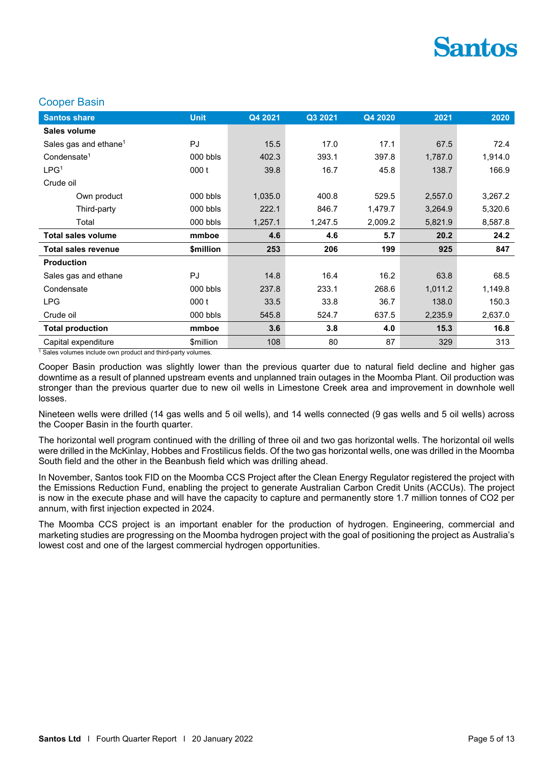## Cooper Basin

| Santos share | Unit | Q4 2021 | Q3 2021 | Q4 2020 | 2021 | 2020 |
|---|---|---|---|---|---|---|
| **Sales volume** | | | | | | |
| Sales gas and ethane[1] | PJ | 15.5 | 17.0 | 17.1 | 67.5 | 72.4 |
| Condensate[1] | 000 bbls | 402.3 | 393.1 | 397.8 | 1,787.0 | 1,914.0 |
| LPG[1] | 000 t | 39.8 | 16.7 | 45.8 | 138.7 | 166.9 |
| Crude oil | | | | | | |
| Own product | 000 bbls | 1,035.0 | 400.8 | 529.5 | 2,557.0 | 3,267.2 |
| Third-party | 000 bbls | 222.1 | 846.7 | 1,479.7 | 3,264.9 | 5,320.6 |
| Total | 000 bbls | 1,257.1 | 1,247.5 | 2,009.2 | 5,821.9 | 8,587.8 |
| **Total sales volume** | **mmboe** | **4.6** | **4.6** | **5.7** | **20.2** | **24.2** |
| **Total sales revenue** | **$million** | **253** | **206** | **199** | **925** | **847** |
| **Production** | | | | | | |
| Sales gas and ethane | PJ | 14.8 | 16.4 | 16.2 | 63.8 | 68.5 |
| Condensate | 000 bbls | 237.8 | 233.1 | 268.6 | 1,011.2 | 1,149.8 |
| LPG | 000 t | 33.5 | 33.8 | 36.7 | 138.0 | 150.3 |
| Crude oil | 000 bbls | 545.8 | 524.7 | 637.5 | 2,235.9 | 2,637.0 |
| **Total production** | **mmboe** | **3.6** | **3.8** | **4.0** | **15.3** | **16.8** |
| Capital expenditure | $million | 108 | 80 | 87 | 329 | 313 |

[1] Sales volumes include own product and third-party volumes.

Cooper Basin production was slightly lower than the previous quarter due to natural field decline and higher gas downtime as a result of planned upstream events and unplanned train outages in the Moomba Plant. Oil production was stronger than the previous quarter due to new oil wells in Limestone Creek area and improvement in downhole well losses.

Nineteen wells were drilled (14 gas wells and 5 oil wells), and 14 wells connected (9 gas wells and 5 oil wells) across the Cooper Basin in the fourth quarter.

The horizontal well program continued with the drilling of three oil and two gas horizontal wells. The horizontal oil wells were drilled in the McKinlay, Hobbes and Frostilicus fields. Of the two gas horizontal wells, one was drilled in the Moomba South field and the other in the Beanbush field which was drilling ahead.

In November, Santos took FID on the Moomba CCS Project after the Clean Energy Regulator registered the project with the Emissions Reduction Fund, enabling the project to generate Australian Carbon Credit Units (ACCUs). The project is now in the execute phase and will have the capacity to capture and permanently store 1.7 million tonnes of $CO_2$ per annum, with first injection expected in 2024.

The Moomba CCS project is an important enabler for the production of hydrogen. Engineering, commercial and marketing studies are progressing on the Moomba hydrogen project with the goal of positioning the project as Australia's lowest cost and one of the largest commercial hydrogen opportunities.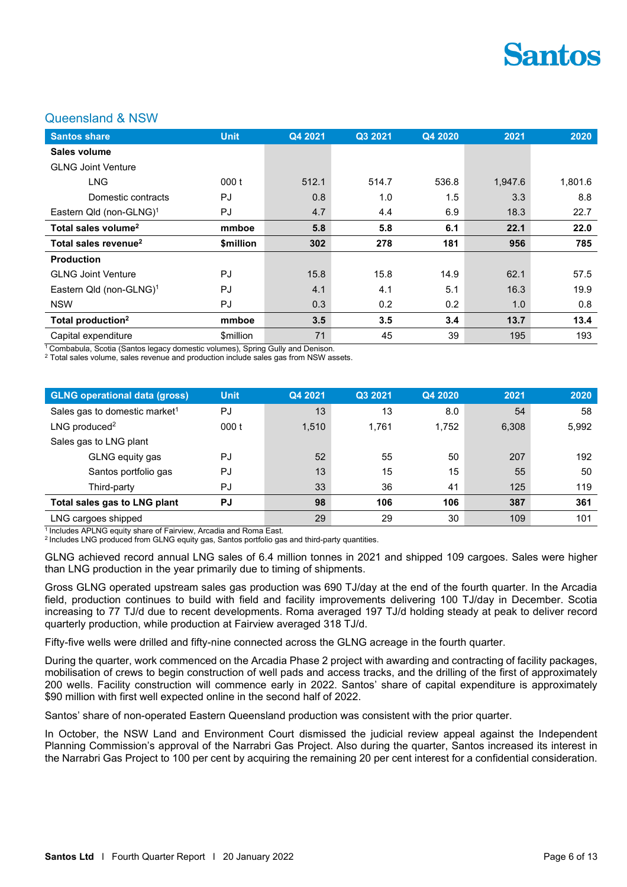## Queensland & NSW

| Santos share | Unit | Q4 2021 | Q3 2021 | Q4 2020 | 2021 | 2020 |
|---|---|---|---|---|---|---|
| **Sales volume** | | | | | | |
| GLNG Joint Venture | | | | | | |
| LNG | 000 t | 512.1 | 514.7 | 536.8 | 1,947.6 | 1,801.6 |
| Domestic contracts | PJ | 0.8 | 1.0 | 1.5 | 3.3 | 8.8 |
| Eastern Qld (non-GLNG)[1] | PJ | 4.7 | 4.4 | 6.9 | 18.3 | 22.7 |
| **Total sales volume[2]** | **mmboe** | **5.8** | **5.8** | **6.1** | **22.1** | **22.0** |
| **Total sales revenue[2]** | **$million** | **302** | **278** | **181** | **956** | **785** |
| **Production** | | | | | | |
| GLNG Joint Venture | PJ | 15.8 | 15.8 | 14.9 | 62.1 | 57.5 |
| Eastern Qld (non-GLNG)[1] | PJ | 4.1 | 4.1 | 5.1 | 16.3 | 19.9 |
| NSW | PJ | 0.3 | 0.2 | 0.2 | 1.0 | 0.8 |
| **Total production[2]** | **mmboe** | **3.5** | **3.5** | **3.4** | **13.7** | **13.4** |
| Capital expenditure | $million | 71 | 45 | 39 | 195 | 193 |

[1] Combabula, Scotia (Santos legacy domestic volumes), Spring Gully and Denison.
[2] Total sales volume, sales revenue and production include sales gas from NSW assets.

| GLNG operational data (gross) | Unit | Q4 2021 | Q3 2021 | Q4 2020 | 2021 | 2020 |
|---|---|---|---|---|---|---|
| Sales gas to domestic market[1] | PJ | 13 | 13 | 8.0 | 54 | 58 |
| LNG produced[2] | 000 t | 1,510 | 1,761 | 1,752 | 6,308 | 5,992 |
| Sales gas to LNG plant | | | | | | |
| GLNG equity gas | PJ | 52 | 55 | 50 | 207 | 192 |
| Santos portfolio gas | PJ | 13 | 15 | 15 | 55 | 50 |
| Third-party | PJ | 33 | 36 | 41 | 125 | 119 |
| **Total sales gas to LNG plant** | **PJ** | **98** | **106** | **106** | **387** | **361** |
| LNG cargoes shipped | | 29 | 29 | 30 | 109 | 101 |

[1] Includes APLNG equity share of Fairview, Arcadia and Roma East.
[2] Includes LNG produced from GLNG equity gas, Santos portfolio gas and third-party quantities.

GLNG achieved record annual LNG sales of 6.4 million tonnes in 2021 and shipped 109 cargoes. Sales were higher than LNG production in the year primarily due to timing of shipments.

Gross GLNG operated upstream sales gas production was 690 TJ/day at the end of the fourth quarter. In the Arcadia field, production continues to build with field and facility improvements delivering 100 TJ/day in December. Scotia increasing to 77 TJ/d due to recent developments. Roma averaged 197 TJ/d holding steady at peak to deliver record quarterly production, while production at Fairview averaged 318 TJ/d.

Fifty-five wells were drilled and fifty-nine connected across the GLNG acreage in the fourth quarter.

During the quarter, work commenced on the Arcadia Phase 2 project with awarding and contracting of facility packages, mobilisation of crews to begin construction of well pads and access tracks, and the drilling of the first of approximately 200 wells. Facility construction will commence early in 2022. Santos' share of capital expenditure is approximately $90 million with first well expected online in the second half of 2022.

Santos' share of non-operated Eastern Queensland production was consistent with the prior quarter.

In October, the NSW Land and Environment Court dismissed the judicial review appeal against the Independent Planning Commission's approval of the Narrabri Gas Project. Also during the quarter, Santos increased its interest in the Narrabri Gas Project to 100 per cent by acquiring the remaining 20 per cent interest for a confidential consideration.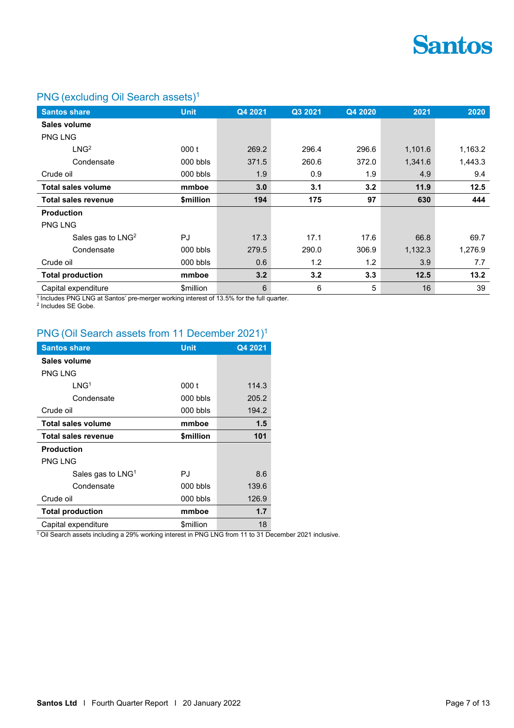## PNG (excluding Oil Search assets)[1]

| Santos share | Unit | Q4 2021 | Q3 2021 | Q4 2020 | 2021 | 2020 |
|---|---|---|---|---|---|---|
| **Sales volume** | | | | | | |
| PNG LNG | | | | | | |
| LNG[2] | 000 t | 269.2 | 296.4 | 296.6 | 1,101.6 | 1,163.2 |
| Condensate | 000 bbls | 371.5 | 260.6 | 372.0 | 1,341.6 | 1,443.3 |
| Crude oil | 000 bbls | 1.9 | 0.9 | 1.9 | 4.9 | 9.4 |
| **Total sales volume** | **mmboe** | **3.0** | **3.1** | **3.2** | **11.9** | **12.5** |
| **Total sales revenue** | **$million** | **194** | **175** | **97** | **630** | **444** |
| **Production** | | | | | | |
| PNG LNG | | | | | | |
| Sales gas to LNG[2] | PJ | 17.3 | 17.1 | 17.6 | 66.8 | 69.7 |
| Condensate | 000 bbls | 279.5 | 290.0 | 306.9 | 1,132.3 | 1,276.9 |
| Crude oil | 000 bbls | 0.6 | 1.2 | 1.2 | 3.9 | 7.7 |
| **Total production** | **mmboe** | **3.2** | **3.2** | **3.3** | **12.5** | **13.2** |
| Capital expenditure | $million | 6 | 6 | 5 | 16 | 39 |

[1] Includes PNG LNG at Santos' pre-merger working interest of 13.5% for the full quarter.
[2] Includes SE Gobe.

## PNG (Oil Search assets from 11 December 2021)[1]

| Santos share | Unit | Q4 2021 |
|---|---|---|
| **Sales volume** | | |
| PNG LNG | | |
| LNG[1] | 000 t | 114.3 |
| Condensate | 000 bbls | 205.2 |
| Crude oil | 000 bbls | 194.2 |
| **Total sales volume** | **mmboe** | **1.5** |
| **Total sales revenue** | **$million** | **101** |
| **Production** | | |
| PNG LNG | | |
| Sales gas to LNG[1] | PJ | 8.6 |
| Condensate | 000 bbls | 139.6 |
| Crude oil | 000 bbls | 126.9 |
| **Total production** | **mmboe** | **1.7** |
| Capital expenditure | $million | 18 |

[1] Oil Search assets including a 29% working interest in PNG LNG from 11 to 31 December 2021 inclusive.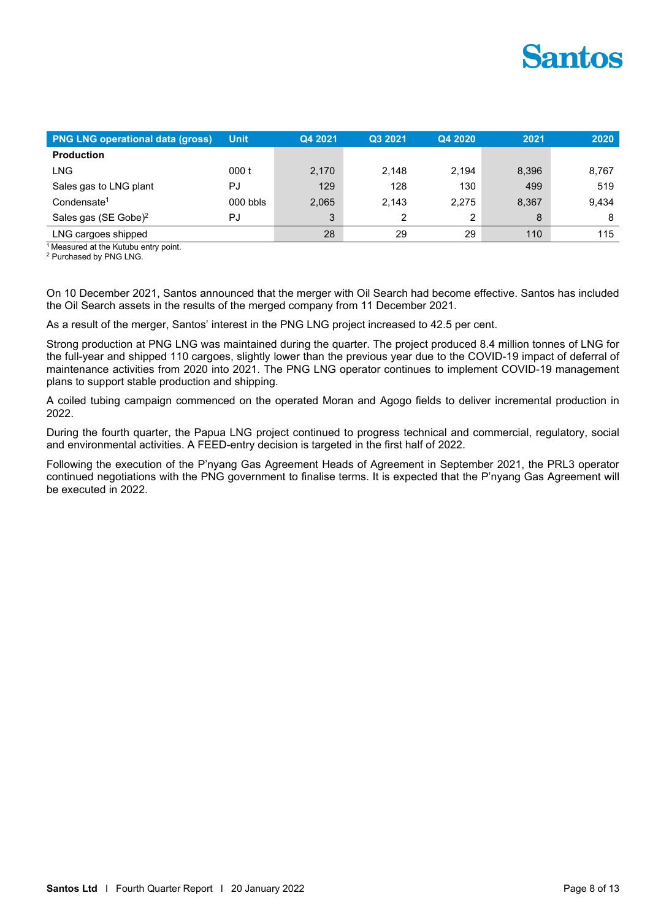| PNG LNG operational data (gross) | Unit | Q4 2021 | Q3 2021 | Q4 2020 | 2021 | 2020 |
|---|---|---|---|---|---|---|
| **Production** | | | | | | |
| LNG | 000 t | 2,170 | 2,148 | 2,194 | 8,396 | 8,767 |
| Sales gas to LNG plant | PJ | 129 | 128 | 130 | 499 | 519 |
| Condensate[1] | 000 bbls | 2,065 | 2,143 | 2,275 | 8,367 | 9,434 |
| Sales gas (SE Gobe)[2] | PJ | 3 | 2 | 2 | 8 | 8 |
| LNG cargoes shipped | | 28 | 29 | 29 | 110 | 115 |

[1] Measured at the Kutubu entry point.
[2] Purchased by PNG LNG.

On 10 December 2021, Santos announced that the merger with Oil Search had become effective. Santos has included the Oil Search assets in the results of the merged company from 11 December 2021.

As a result of the merger, Santos' interest in the PNG LNG project increased to 42.5 per cent.

Strong production at PNG LNG was maintained during the quarter. The project produced 8.4 million tonnes of LNG for the full-year and shipped 110 cargoes, slightly lower than the previous year due to the COVID-19 impact of deferral of maintenance activities from 2020 into 2021. The PNG LNG operator continues to implement COVID-19 management plans to support stable production and shipping.

A coiled tubing campaign commenced on the operated Moran and Agogo fields to deliver incremental production in 2022.

During the fourth quarter, the Papua LNG project continued to progress technical and commercial, regulatory, social and environmental activities. A FEED-entry decision is targeted in the first half of 2022.

Following the execution of the P'nyang Gas Agreement Heads of Agreement in September 2021, the PRL3 operator continued negotiations with the PNG government to finalise terms. It is expected that the P'nyang Gas Agreement will be executed in 2022.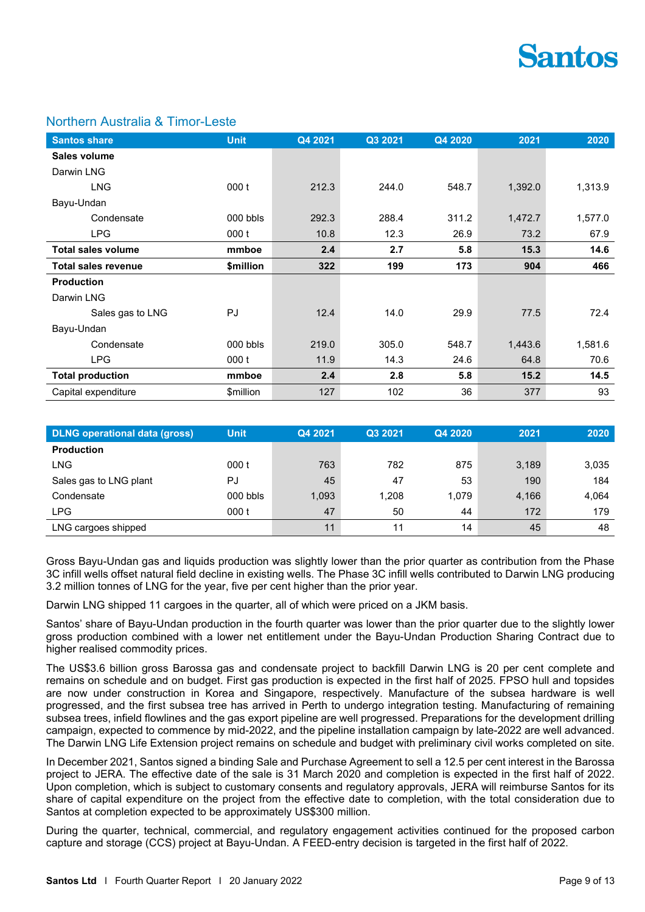## Northern Australia & Timor-Leste

| Santos share | Unit | Q4 2021 | Q3 2021 | Q4 2020 | 2021 | 2020 |
|---|---|---|---|---|---|---|
| **Sales volume** | | | | | | |
| Darwin LNG | | | | | | |
| LNG | 000 t | 212.3 | 244.0 | 548.7 | 1,392.0 | 1,313.9 |
| Bayu-Undan | | | | | | |
| Condensate | 000 bbls | 292.3 | 288.4 | 311.2 | 1,472.7 | 1,577.0 |
| LPG | 000 t | 10.8 | 12.3 | 26.9 | 73.2 | 67.9 |
| **Total sales volume** | **mmboe** | **2.4** | **2.7** | **5.8** | **15.3** | **14.6** |
| **Total sales revenue** | **$million** | **322** | **199** | **173** | **904** | **466** |
| **Production** | | | | | | |
| Darwin LNG | | | | | | |
| Sales gas to LNG | PJ | 12.4 | 14.0 | 29.9 | 77.5 | 72.4 |
| Bayu-Undan | | | | | | |
| Condensate | 000 bbls | 219.0 | 305.0 | 548.7 | 1,443.6 | 1,581.6 |
| LPG | 000 t | 11.9 | 14.3 | 24.6 | 64.8 | 70.6 |
| **Total production** | **mmboe** | **2.4** | **2.8** | **5.8** | **15.2** | **14.5** |
| Capital expenditure | $million | 127 | 102 | 36 | 377 | 93 |

| DLNG operational data (gross) | Unit | Q4 2021 | Q3 2021 | Q4 2020 | 2021 | 2020 |
|---|---|---|---|---|---|---|
| **Production** | | | | | | |
| LNG | 000 t | 763 | 782 | 875 | 3,189 | 3,035 |
| Sales gas to LNG plant | PJ | 45 | 47 | 53 | 190 | 184 |
| Condensate | 000 bbls | 1,093 | 1,208 | 1,079 | 4,166 | 4,064 |
| LPG | 000 t | 47 | 50 | 44 | 172 | 179 |
| LNG cargoes shipped | | 11 | 11 | 14 | 45 | 48 |

Gross Bayu-Undan gas and liquids production was slightly lower than the prior quarter as contribution from the Phase 3C infill wells offset natural field decline in existing wells. The Phase 3C infill wells contributed to Darwin LNG producing 3.2 million tonnes of LNG for the year, five per cent higher than the prior year.

Darwin LNG shipped 11 cargoes in the quarter, all of which were priced on a JKM basis.

Santos' share of Bayu-Undan production in the fourth quarter was lower than the prior quarter due to the slightly lower gross production combined with a lower net entitlement under the Bayu-Undan Production Sharing Contract due to higher realised commodity prices.

The US$3.6 billion gross Barossa gas and condensate project to backfill Darwin LNG is 20 per cent complete and remains on schedule and on budget. First gas production is expected in the first half of 2025. FPSO hull and topsides are now under construction in Korea and Singapore, respectively. Manufacture of the subsea hardware is well progressed, and the first subsea tree has arrived in Perth to undergo integration testing. Manufacturing of remaining subsea trees, infield flowlines and the gas export pipeline are well progressed. Preparations for the development drilling campaign, expected to commence by mid-2022, and the pipeline installation campaign by late-2022 are well advanced. The Darwin LNG Life Extension project remains on schedule and budget with preliminary civil works completed on site.

In December 2021, Santos signed a binding Sale and Purchase Agreement to sell a 12.5 per cent interest in the Barossa project to JERA. The effective date of the sale is 31 March 2020 and completion is expected in the first half of 2022. Upon completion, which is subject to customary consents and regulatory approvals, JERA will reimburse Santos for its share of capital expenditure on the project from the effective date to completion, with the total consideration due to Santos at completion expected to be approximately US$300 million.

During the quarter, technical, commercial, and regulatory engagement activities continued for the proposed carbon capture and storage (CCS) project at Bayu-Undan. A FEED-entry decision is targeted in the first half of 2022.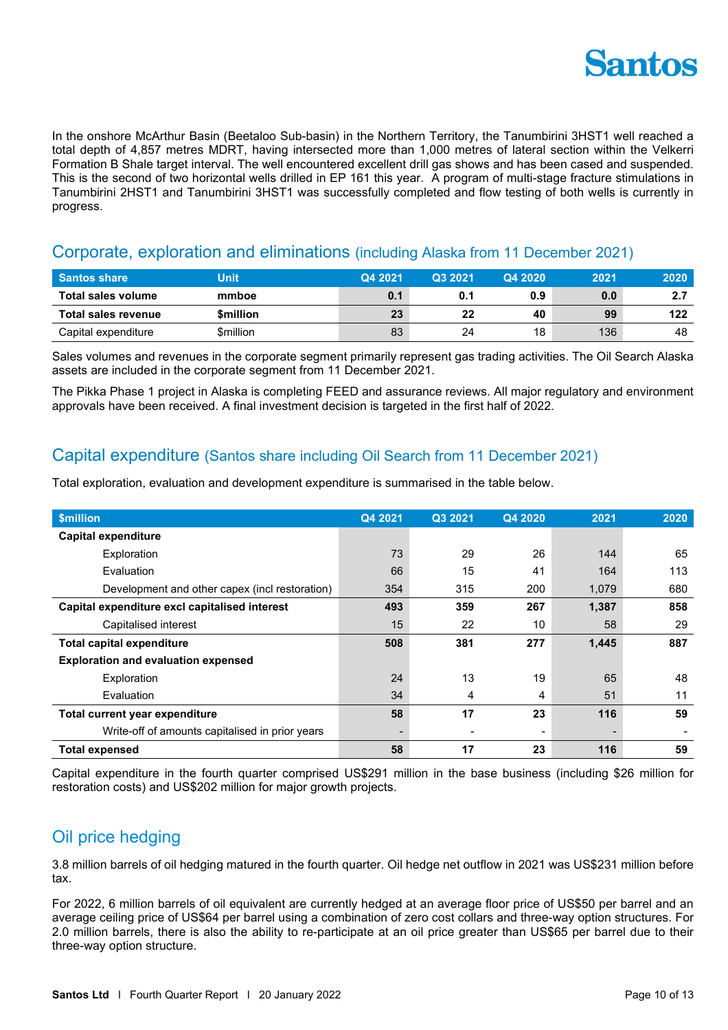In the onshore McArthur Basin (Beetaloo Sub-basin) in the Northern Territory, the Tanumbirini 3HST1 well reached a total depth of 4,857 metres MDRT, having intersected more than 1,000 metres of lateral section within the Velkerri Formation B Shale target interval. The well encountered excellent drill gas shows and has been cased and suspended. This is the second of two horizontal wells drilled in EP 161 this year. A program of multi-stage fracture stimulations in Tanumbirini 2HST1 and Tanumbirini 3HST1 was successfully completed and flow testing of both wells is currently in progress.

## Corporate, exploration and eliminations (including Alaska from 11 December 2021)

| Santos share | Unit | Q4 2021 | Q3 2021 | Q4 2020 | 2021 | 2020 |
|---|---|---|---|---|---|---|
| **Total sales volume** | **mmboe** | **0.1** | **0.1** | **0.9** | **0.0** | **2.7** |
| **Total sales revenue** | **$million** | **23** | **22** | **40** | **99** | **122** |
| Capital expenditure | $million | 83 | 24 | 18 | 136 | 48 |

Sales volumes and revenues in the corporate segment primarily represent gas trading activities. The Oil Search Alaska assets are included in the corporate segment from 11 December 2021.

The Pikka Phase 1 project in Alaska is completing FEED and assurance reviews. All major regulatory and environment approvals have been received. A final investment decision is targeted in the first half of 2022.

## Capital expenditure (Santos share including Oil Search from 11 December 2021)

Total exploration, evaluation and development expenditure is summarised in the table below.

| $million | Q4 2021 | Q3 2021 | Q4 2020 | 2021 | 2020 |
|---|---|---|---|---|---|
| **Capital expenditure** | | | | | |
| Exploration | 73 | 29 | 26 | 144 | 65 |
| Evaluation | 66 | 15 | 41 | 164 | 113 |
| Development and other capex (incl restoration) | 354 | 315 | 200 | 1,079 | 680 |
| **Capital expenditure excl capitalised interest** | **493** | **359** | **267** | **1,387** | **858** |
| Capitalised interest | 15 | 22 | 10 | 58 | 29 |
| **Total capital expenditure** | **508** | **381** | **277** | **1,445** | **887** |
| **Exploration and evaluation expensed** | | | | | |
| Exploration | 24 | 13 | 19 | 65 | 48 |
| Evaluation | 34 | 4 | 4 | 51 | 11 |
| **Total current year expenditure** | **58** | **17** | **23** | **116** | **59** |
| Write-off of amounts capitalised in prior years | - | - | - | - | - |
| **Total expensed** | **58** | **17** | **23** | **116** | **59** |

Capital expenditure in the fourth quarter comprised US$291 million in the base business (including $26 million for restoration costs) and US$202 million for major growth projects.

## Oil price hedging

3.8 million barrels of oil hedging matured in the fourth quarter. Oil hedge net outflow in 2021 was US$231 million before tax.

For 2022, 6 million barrels of oil equivalent are currently hedged at an average floor price of US$50 per barrel and an average ceiling price of US$64 per barrel using a combination of zero cost collars and three-way option structures. For 2.0 million barrels, there is also the ability to re-participate at an oil price greater than US$65 per barrel due to their three-way option structure.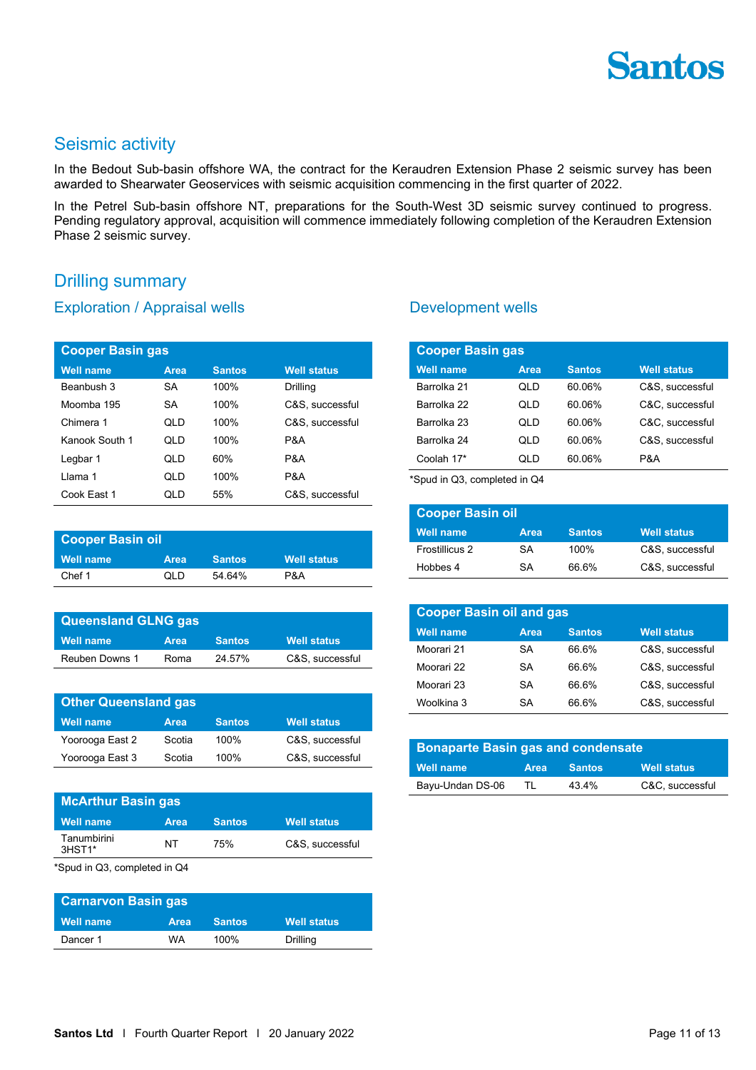## Seismic activity

In the Bedout Sub-basin offshore WA, the contract for the Keraudren Extension Phase 2 seismic survey has been awarded to Shearwater Geoservices with seismic acquisition commencing in the first quarter of 2022.

In the Petrel Sub-basin offshore NT, preparations for the South-West 3D seismic survey continued to progress. Pending regulatory approval, acquisition will commence immediately following completion of the Keraudren Extension Phase 2 seismic survey.

## Drilling summary

### Exploration / Appraisal wells

**Cooper Basin gas**

| Well name | Area | Santos | Well status |
|---|---|---|---|
| Beanbush 3 | SA | 100% | Drilling |
| Moomba 195 | SA | 100% | C&S, successful |
| Chimera 1 | QLD | 100% | C&S, successful |
| Kanook South 1 | QLD | 100% | P&A |
| Legbar 1 | QLD | 60% | P&A |
| Llama 1 | QLD | 100% | P&A |
| Cook East 1 | QLD | 55% | C&S, successful |

**Cooper Basin oil**

| Well name | Area | Santos | Well status |
|---|---|---|---|
| Chef 1 | QLD | 54.64% | P&A |

**Queensland GLNG gas**

| Well name | Area | Santos | Well status |
|---|---|---|---|
| Reuben Downs 1 | Roma | 24.57% | C&S, successful |

**Other Queensland gas**

| Well name | Area | Santos | Well status |
|---|---|---|---|
| Yoorooga East 2 | Scotia | 100% | C&S, successful |
| Yoorooga East 3 | Scotia | 100% | C&S, successful |

**McArthur Basin gas**

| Well name | Area | Santos | Well status |
|---|---|---|---|
| Tanumbirini 3HST1* | NT | 75% | C&S, successful |

*Spud in Q3, completed in Q4

**Carnarvon Basin gas**

| Well name | Area | Santos | Well status |
|---|---|---|---|
| Dancer 1 | WA | 100% | Drilling |

### Development wells

**Cooper Basin gas**

| Well name | Area | Santos | Well status |
|---|---|---|---|
| Barrolka 21 | QLD | 60.06% | C&S, successful |
| Barrolka 22 | QLD | 60.06% | C&C, successful |
| Barrolka 23 | QLD | 60.06% | C&C, successful |
| Barrolka 24 | QLD | 60.06% | C&S, successful |
| Coolah 17* | QLD | 60.06% | P&A |

*Spud in Q3, completed in Q4

**Cooper Basin oil**

| Well name | Area | Santos | Well status |
|---|---|---|---|
| Frostillicus 2 | SA | 100% | C&S, successful |
| Hobbes 4 | SA | 66.6% | C&S, successful |

**Cooper Basin oil and gas**

| Well name | Area | Santos | Well status |
|---|---|---|---|
| Moorari 21 | SA | 66.6% | C&S, successful |
| Moorari 22 | SA | 66.6% | C&S, successful |
| Moorari 23 | SA | 66.6% | C&S, successful |
| Woolkina 3 | SA | 66.6% | C&S, successful |

**Bonaparte Basin gas and condensate**

| Well name | Area | Santos | Well status |
|---|---|---|---|
| Bayu-Undan DS-06 | TL | 43.4% | C&C, successful |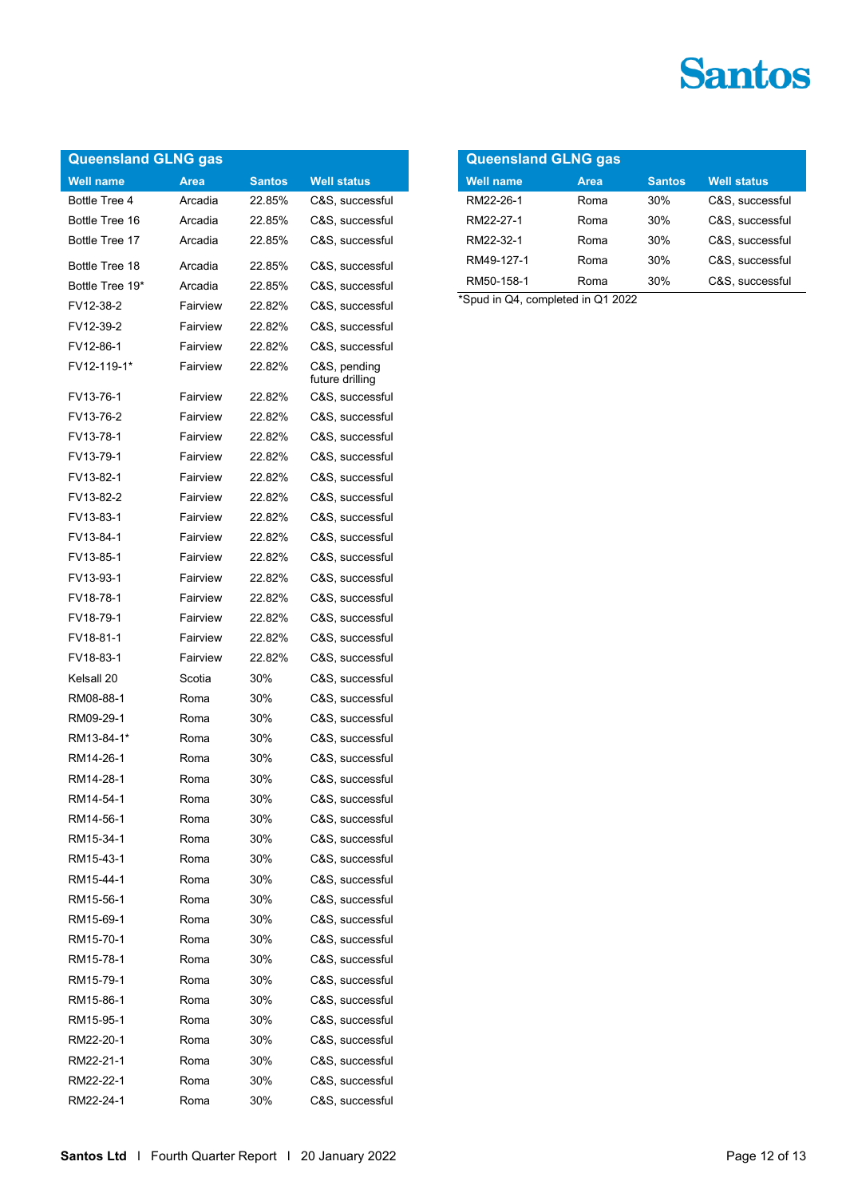## Queensland GLNG gas

| Well name | Area | Santos | Well status |
|---|---|---|---|
| Bottle Tree 4 | Arcadia | 22.85% | C&S, successful |
| Bottle Tree 16 | Arcadia | 22.85% | C&S, successful |
| Bottle Tree 17 | Arcadia | 22.85% | C&S, successful |
| Bottle Tree 18 | Arcadia | 22.85% | C&S, successful |
| Bottle Tree 19* | Arcadia | 22.85% | C&S, successful |
| FV12-38-2 | Fairview | 22.82% | C&S, successful |
| FV12-39-2 | Fairview | 22.82% | C&S, successful |
| FV12-86-1 | Fairview | 22.82% | C&S, successful |
| FV12-119-1* | Fairview | 22.82% | C&S, pending future drilling |
| FV13-76-1 | Fairview | 22.82% | C&S, successful |
| FV13-76-2 | Fairview | 22.82% | C&S, successful |
| FV13-78-1 | Fairview | 22.82% | C&S, successful |
| FV13-79-1 | Fairview | 22.82% | C&S, successful |
| FV13-82-1 | Fairview | 22.82% | C&S, successful |
| FV13-82-2 | Fairview | 22.82% | C&S, successful |
| FV13-83-1 | Fairview | 22.82% | C&S, successful |
| FV13-84-1 | Fairview | 22.82% | C&S, successful |
| FV13-85-1 | Fairview | 22.82% | C&S, successful |
| FV13-93-1 | Fairview | 22.82% | C&S, successful |
| FV18-78-1 | Fairview | 22.82% | C&S, successful |
| FV18-79-1 | Fairview | 22.82% | C&S, successful |
| FV18-81-1 | Fairview | 22.82% | C&S, successful |
| FV18-83-1 | Fairview | 22.82% | C&S, successful |
| Kelsall 20 | Scotia | 30% | C&S, successful |
| RM08-88-1 | Roma | 30% | C&S, successful |
| RM09-29-1 | Roma | 30% | C&S, successful |
| RM13-84-1* | Roma | 30% | C&S, successful |
| RM14-26-1 | Roma | 30% | C&S, successful |
| RM14-28-1 | Roma | 30% | C&S, successful |
| RM14-54-1 | Roma | 30% | C&S, successful |
| RM14-56-1 | Roma | 30% | C&S, successful |
| RM15-34-1 | Roma | 30% | C&S, successful |
| RM15-43-1 | Roma | 30% | C&S, successful |
| RM15-44-1 | Roma | 30% | C&S, successful |
| RM15-56-1 | Roma | 30% | C&S, successful |
| RM15-69-1 | Roma | 30% | C&S, successful |
| RM15-70-1 | Roma | 30% | C&S, successful |
| RM15-78-1 | Roma | 30% | C&S, successful |
| RM15-79-1 | Roma | 30% | C&S, successful |
| RM15-86-1 | Roma | 30% | C&S, successful |
| RM15-95-1 | Roma | 30% | C&S, successful |
| RM22-20-1 | Roma | 30% | C&S, successful |
| RM22-21-1 | Roma | 30% | C&S, successful |
| RM22-22-1 | Roma | 30% | C&S, successful |
| RM22-24-1 | Roma | 30% | C&S, successful |
| RM22-26-1 | Roma | 30% | C&S, successful |
| RM22-27-1 | Roma | 30% | C&S, successful |
| RM22-32-1 | Roma | 30% | C&S, successful |
| RM49-127-1 | Roma | 30% | C&S, successful |
| RM50-158-1 | Roma | 30% | C&S, successful |

*Spud in Q4, completed in Q1 2022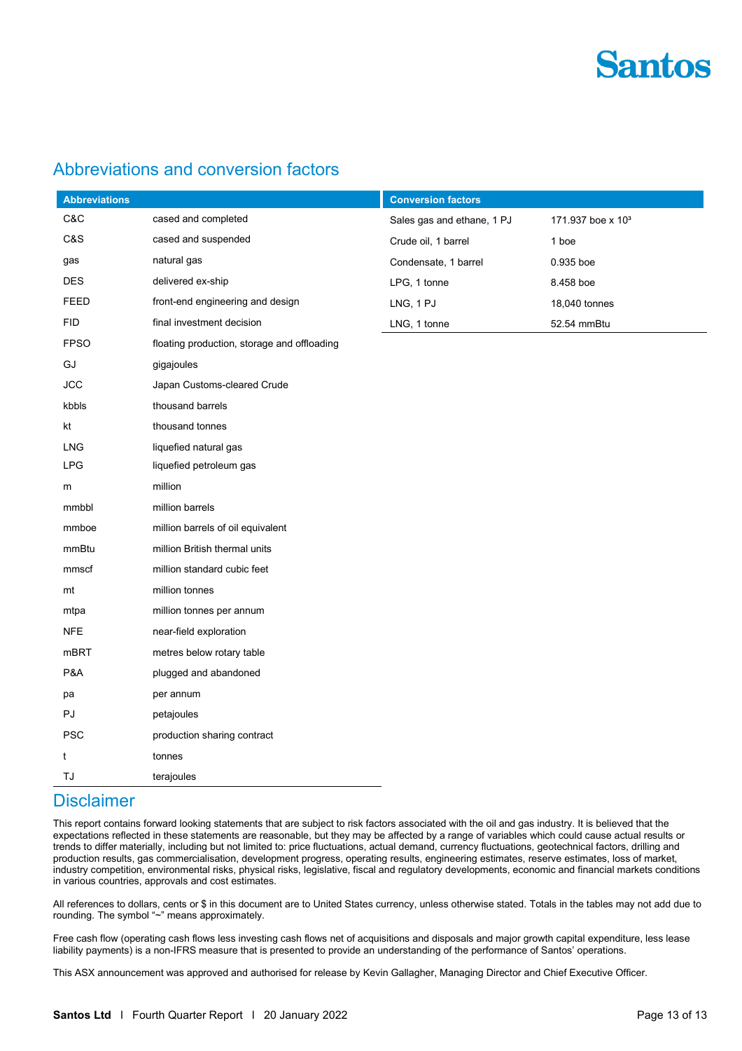## Abbreviations and conversion factors

| Abbreviations | |
|---|---|
| C&C | cased and completed |
| C&S | cased and suspended |
| gas | natural gas |
| DES | delivered ex-ship |
| FEED | front-end engineering and design |
| FID | final investment decision |
| FPSO | floating production, storage and offloading |
| GJ | gigajoules |
| JCC | Japan Customs-cleared Crude |
| kbbls | thousand barrels |
| kt | thousand tonnes |
| LNG | liquefied natural gas |
| LPG | liquefied petroleum gas |
| m | million |
| mmbbl | million barrels |
| mmboe | million barrels of oil equivalent |
| mmBtu | million British thermal units |
| mmscf | million standard cubic feet |
| mt | million tonnes |
| mtpa | million tonnes per annum |
| NFE | near-field exploration |
| mBRT | metres below rotary table |
| P&A | plugged and abandoned |
| pa | per annum |
| PJ | petajoules |
| PSC | production sharing contract |
| t | tonnes |
| TJ | terajoules |

| Conversion factors | |
|---|---|
| Sales gas and ethane, 1 PJ | 171.937 boe x $10^3$ |
| Crude oil, 1 barrel | 1 boe |
| Condensate, 1 barrel | 0.935 boe |
| LPG, 1 tonne | 8.458 boe |
| LNG, 1 PJ | 18,040 tonnes |
| LNG, 1 tonne | 52.54 mmBtu |

## Disclaimer

This report contains forward looking statements that are subject to risk factors associated with the oil and gas industry. It is believed that the expectations reflected in these statements are reasonable, but they may be affected by a range of variables which could cause actual results or trends to differ materially, including but not limited to: price fluctuations, actual demand, currency fluctuations, geotechnical factors, drilling and production results, gas commercialisation, development progress, operating results, engineering estimates, reserve estimates, loss of market, industry competition, environmental risks, physical risks, legislative, fiscal and regulatory developments, economic and financial markets conditions in various countries, approvals and cost estimates.

All references to dollars, cents or $ in this document are to United States currency, unless otherwise stated. Totals in the tables may not add due to rounding. The symbol "~" means approximately.

Free cash flow (operating cash flows less investing cash flows net of acquisitions and disposals and major growth capital expenditure, less lease liability payments) is a non-IFRS measure that is presented to provide an understanding of the performance of Santos' operations.

This ASX announcement was approved and authorised for release by Kevin Gallagher, Managing Director and Chief Executive Officer.